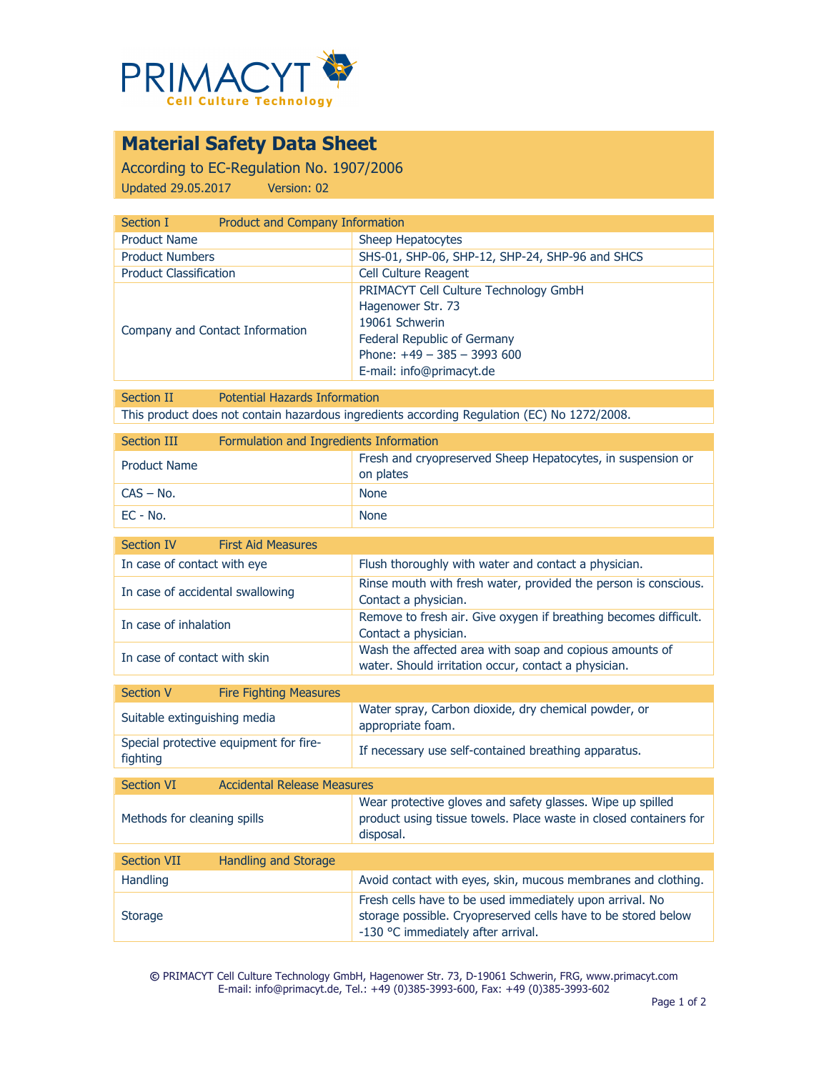PRIMACYT
Cell Culture Technology

# Material Safety Data Sheet

According to EC-Regulation No. 1907/2006

Updated 29.05.2017 Version: 02

| Section I | Product and Company Information |
|---|---|
| Product Name | Sheep Hepatocytes |
| Product Numbers | SHS-01, SHP-06, SHP-12, SHP-24, SHP-96 and SHCS |
| Product Classification | Cell Culture Reagent |
| Company and Contact Information | PRIMACYT Cell Culture Technology GmbH<br>Hagenower Str. 73<br>19061 Schwerin<br>Federal Republic of Germany<br>Phone: +49 – 385 – 3993 600<br>E-mail: info@primacyt.de |

| Section II | Potential Hazards Information |
|---|---|
| This product does not contain hazardous ingredients according Regulation (EC) No 1272/2008. | |

| Section III | Formulation and Ingredients Information |
|---|---|
| Product Name | Fresh and cryopreserved Sheep Hepatocytes, in suspension or on plates |
| CAS – No. | None |
| EC - No. | None |

| Section IV | First Aid Measures |
|---|---|
| In case of contact with eye | Flush thoroughly with water and contact a physician. |
| In case of accidental swallowing | Rinse mouth with fresh water, provided the person is conscious. Contact a physician. |
| In case of inhalation | Remove to fresh air. Give oxygen if breathing becomes difficult. Contact a physician. |
| In case of contact with skin | Wash the affected area with soap and copious amounts of water. Should irritation occur, contact a physician. |

| Section V | Fire Fighting Measures |
|---|---|
| Suitable extinguishing media | Water spray, Carbon dioxide, dry chemical powder, or appropriate foam. |
| Special protective equipment for fire-fighting | If necessary use self-contained breathing apparatus. |

| Section VI | Accidental Release Measures |
|---|---|
| Methods for cleaning spills | Wear protective gloves and safety glasses. Wipe up spilled product using tissue towels. Place waste in closed containers for disposal. |

| Section VII | Handling and Storage |
|---|---|
| Handling | Avoid contact with eyes, skin, mucous membranes and clothing. |
| Storage | Fresh cells have to be used immediately upon arrival. No storage possible. Cryopreserved cells have to be stored below -130 °C immediately after arrival. |

© PRIMACYT Cell Culture Technology GmbH, Hagenower Str. 73, D-19061 Schwerin, FRG, www.primacyt.com
E-mail: info@primacyt.de, Tel.: +49 (0)385-3993-600, Fax: +49 (0)385-3993-602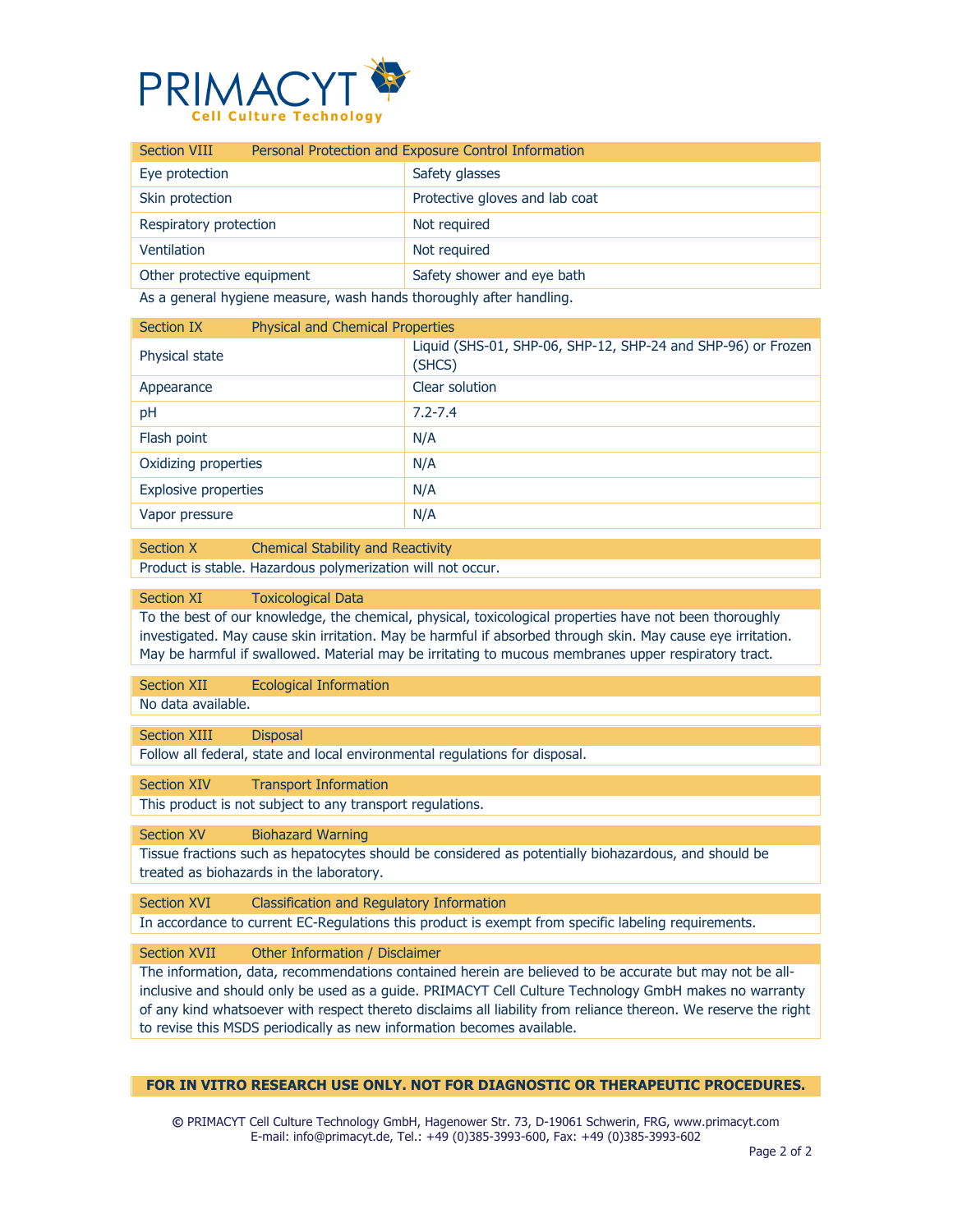PRIMACYT
Cell Culture Technology

## Section VIII Personal Protection and Exposure Control Information

| | |
|---|---|
| Eye protection | Safety glasses |
| Skin protection | Protective gloves and lab coat |
| Respiratory protection | Not required |
| Ventilation | Not required |
| Other protective equipment | Safety shower and eye bath |

As a general hygiene measure, wash hands thoroughly after handling.

## Section IX Physical and Chemical Properties

| | |
|---|---|
| Physical state | Liquid (SHS-01, SHP-06, SHP-12, SHP-24 and SHP-96) or Frozen (SHCS) |
| Appearance | Clear solution |
| pH | 7.2-7.4 |
| Flash point | N/A |
| Oxidizing properties | N/A |
| Explosive properties | N/A |
| Vapor pressure | N/A |

## Section X Chemical Stability and Reactivity

Product is stable. Hazardous polymerization will not occur.

## Section XI Toxicological Data

To the best of our knowledge, the chemical, physical, toxicological properties have not been thoroughly investigated. May cause skin irritation. May be harmful if absorbed through skin. May cause eye irritation. May be harmful if swallowed. Material may be irritating to mucous membranes upper respiratory tract.

## Section XII Ecological Information

No data available.

## Section XIII Disposal

Follow all federal, state and local environmental regulations for disposal.

## Section XIV Transport Information

This product is not subject to any transport regulations.

## Section XV Biohazard Warning

Tissue fractions such as hepatocytes should be considered as potentially biohazardous, and should be treated as biohazards in the laboratory.

## Section XVI Classification and Regulatory Information

In accordance to current EC-Regulations this product is exempt from specific labeling requirements.

## Section XVII Other Information / Disclaimer

The information, data, recommendations contained herein are believed to be accurate but may not be all-inclusive and should only be used as a guide. PRIMACYT Cell Culture Technology GmbH makes no warranty of any kind whatsoever with respect thereto disclaims all liability from reliance thereon. We reserve the right to revise this MSDS periodically as new information becomes available.

**FOR IN VITRO RESEARCH USE ONLY. NOT FOR DIAGNOSTIC OR THERAPEUTIC PROCEDURES.**

© PRIMACYT Cell Culture Technology GmbH, Hagenower Str. 73, D-19061 Schwerin, FRG, www.primacyt.com
E-mail: info@primacyt.de, Tel.: +49 (0)385-3993-600, Fax: +49 (0)385-3993-602